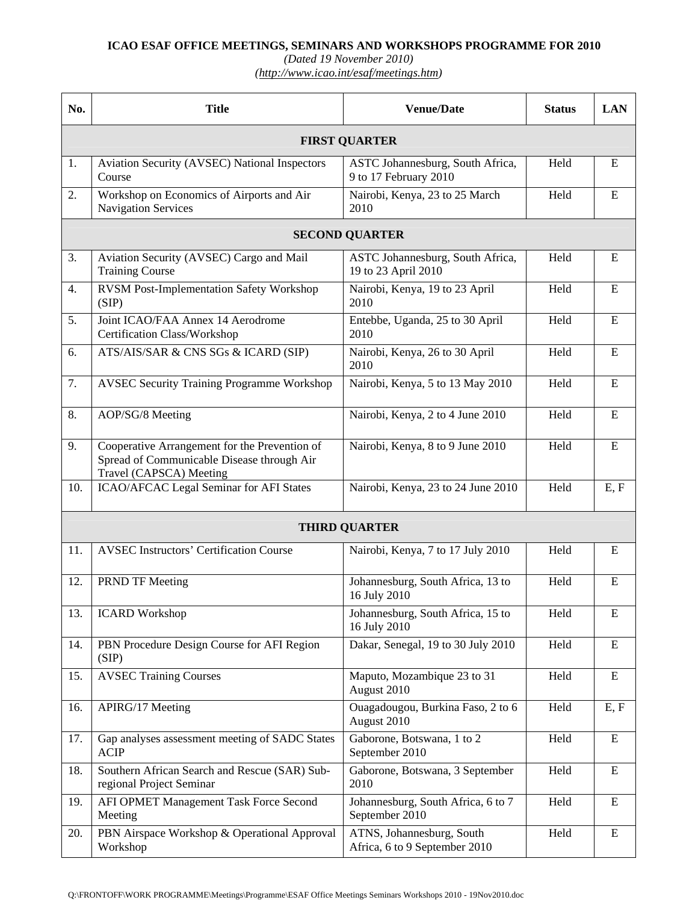**ICAO ESAF OFFICE MEETINGS, SEMINARS AND WORKSHOPS PROGRAMME FOR 2010**

*(Dated 19 November 2010)*

*(http://www.icao.int/esaf/meetings.htm)*

| No. | Title | Venue/Date | Status | LAN |
|---|---|---|---|---|
| **FIRST QUARTER** | | | | |
| 1. | Aviation Security (AVSEC) National Inspectors Course | ASTC Johannesburg, South Africa, 9 to 17 February 2010 | Held | E |
| 2. | Workshop on Economics of Airports and Air Navigation Services | Nairobi, Kenya, 23 to 25 March 2010 | Held | E |
| **SECOND QUARTER** | | | | |
| 3. | Aviation Security (AVSEC) Cargo and Mail Training Course | ASTC Johannesburg, South Africa, 19 to 23 April 2010 | Held | E |
| 4. | RVSM Post-Implementation Safety Workshop (SIP) | Nairobi, Kenya, 19 to 23 April 2010 | Held | E |
| 5. | Joint ICAO/FAA Annex 14 Aerodrome Certification Class/Workshop | Entebbe, Uganda, 25 to 30 April 2010 | Held | E |
| 6. | ATS/AIS/SAR & CNS SGs & ICARD (SIP) | Nairobi, Kenya, 26 to 30 April 2010 | Held | E |
| 7. | AVSEC Security Training Programme Workshop | Nairobi, Kenya, 5 to 13 May 2010 | Held | E |
| 8. | AOP/SG/8 Meeting | Nairobi, Kenya, 2 to 4 June 2010 | Held | E |
| 9. | Cooperative Arrangement for the Prevention of Spread of Communicable Disease through Air Travel (CAPSCA) Meeting | Nairobi, Kenya, 8 to 9 June 2010 | Held | E |
| 10. | ICAO/AFCAC Legal Seminar for AFI States | Nairobi, Kenya, 23 to 24 June 2010 | Held | E, F |
| **THIRD QUARTER** | | | | |
| 11. | AVSEC Instructors' Certification Course | Nairobi, Kenya, 7 to 17 July 2010 | Held | E |
| 12. | PRND TF Meeting | Johannesburg, South Africa, 13 to 16 July 2010 | Held | E |
| 13. | ICARD Workshop | Johannesburg, South Africa, 15 to 16 July 2010 | Held | E |
| 14. | PBN Procedure Design Course for AFI Region (SIP) | Dakar, Senegal, 19 to 30 July 2010 | Held | E |
| 15. | AVSEC Training Courses | Maputo, Mozambique 23 to 31 August 2010 | Held | E |
| 16. | APIRG/17 Meeting | Ouagadougou, Burkina Faso, 2 to 6 August 2010 | Held | E, F |
| 17. | Gap analyses assessment meeting of SADC States ACIP | Gaborone, Botswana, 1 to 2 September 2010 | Held | E |
| 18. | Southern African Search and Rescue (SAR) Sub-regional Project Seminar | Gaborone, Botswana, 3 September 2010 | Held | E |
| 19. | AFI OPMET Management Task Force Second Meeting | Johannesburg, South Africa, 6 to 7 September 2010 | Held | E |
| 20. | PBN Airspace Workshop & Operational Approval Workshop | ATNS, Johannesburg, South Africa, 6 to 9 September 2010 | Held | E |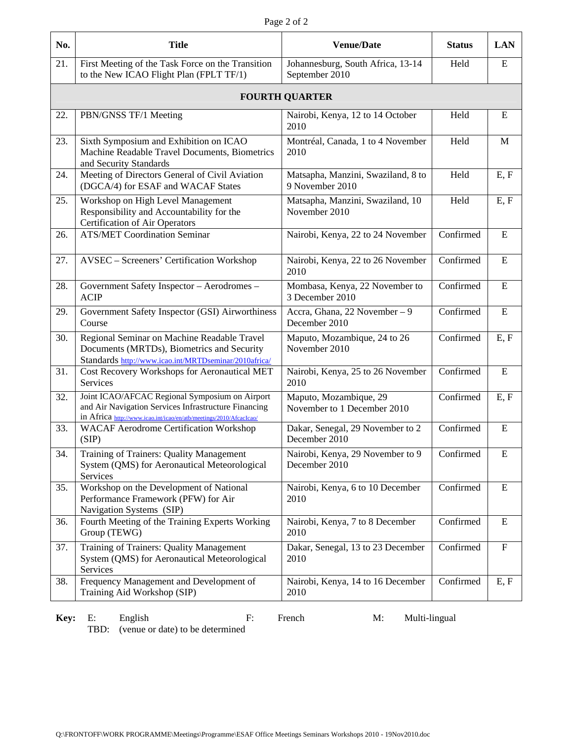| No. | Title | Venue/Date | Status | LAN |
|---|---|---|---|---|
| 21. | First Meeting of the Task Force on the Transition to the New ICAO Flight Plan (FPLT TF/1) | Johannesburg, South Africa, 13-14 September 2010 | Held | E |
| **FOURTH QUARTER** | | | | |
| 22. | PBN/GNSS TF/1 Meeting | Nairobi, Kenya, 12 to 14 October 2010 | Held | E |
| 23. | Sixth Symposium and Exhibition on ICAO Machine Readable Travel Documents, Biometrics and Security Standards | Montréal, Canada, 1 to 4 November 2010 | Held | M |
| 24. | Meeting of Directors General of Civil Aviation (DGCA/4) for ESAF and WACAF States | Matsapha, Manzini, Swaziland, 8 to 9 November 2010 | Held | E, F |
| 25. | Workshop on High Level Management Responsibility and Accountability for the Certification of Air Operators | Matsapha, Manzini, Swaziland, 10 November 2010 | Held | E, F |
| 26. | ATS/MET Coordination Seminar | Nairobi, Kenya, 22 to 24 November | Confirmed | E |
| 27. | AVSEC – Screeners' Certification Workshop | Nairobi, Kenya, 22 to 26 November 2010 | Confirmed | E |
| 28. | Government Safety Inspector – Aerodromes – ACIP | Mombasa, Kenya, 22 November to 3 December 2010 | Confirmed | E |
| 29. | Government Safety Inspector (GSI) Airworthiness Course | Accra, Ghana, 22 November – 9 December 2010 | Confirmed | E |
| 30. | Regional Seminar on Machine Readable Travel Documents (MRTDs), Biometrics and Security Standards http://www.icao.int/MRTDseminar/2010africa/ | Maputo, Mozambique, 24 to 26 November 2010 | Confirmed | E, F |
| 31. | Cost Recovery Workshops for Aeronautical MET Services | Nairobi, Kenya, 25 to 26 November 2010 | Confirmed | E |
| 32. | Joint ICAO/AFCAC Regional Symposium on Airport and Air Navigation Services Infrastructure Financing in Africa http://www.icao.int/icao/en/atb/meetings/2010/AfcacIcao/ | Maputo, Mozambique, 29 November to 1 December 2010 | Confirmed | E, F |
| 33. | WACAF Aerodrome Certification Workshop (SIP) | Dakar, Senegal, 29 November to 2 December 2010 | Confirmed | E |
| 34. | Training of Trainers: Quality Management System (QMS) for Aeronautical Meteorological Services | Nairobi, Kenya, 29 November to 9 December 2010 | Confirmed | E |
| 35. | Workshop on the Development of National Performance Framework (PFW) for Air Navigation Systems (SIP) | Nairobi, Kenya, 6 to 10 December 2010 | Confirmed | E |
| 36. | Fourth Meeting of the Training Experts Working Group (TEWG) | Nairobi, Kenya, 7 to 8 December 2010 | Confirmed | E |
| 37. | Training of Trainers: Quality Management System (QMS) for Aeronautical Meteorological Services | Dakar, Senegal, 13 to 23 December 2010 | Confirmed | F |
| 38. | Frequency Management and Development of Training Aid Workshop (SIP) | Nairobi, Kenya, 14 to 16 December 2010 | Confirmed | E, F |

**Key:** E: English F: French M: Multi-lingual
TBD: (venue or date) to be determined

Q:\FRONTOFF\WORK PROGRAMME\Meetings\Programme\ESAF Office Meetings Seminars Workshops 2010 - 19Nov2010.doc